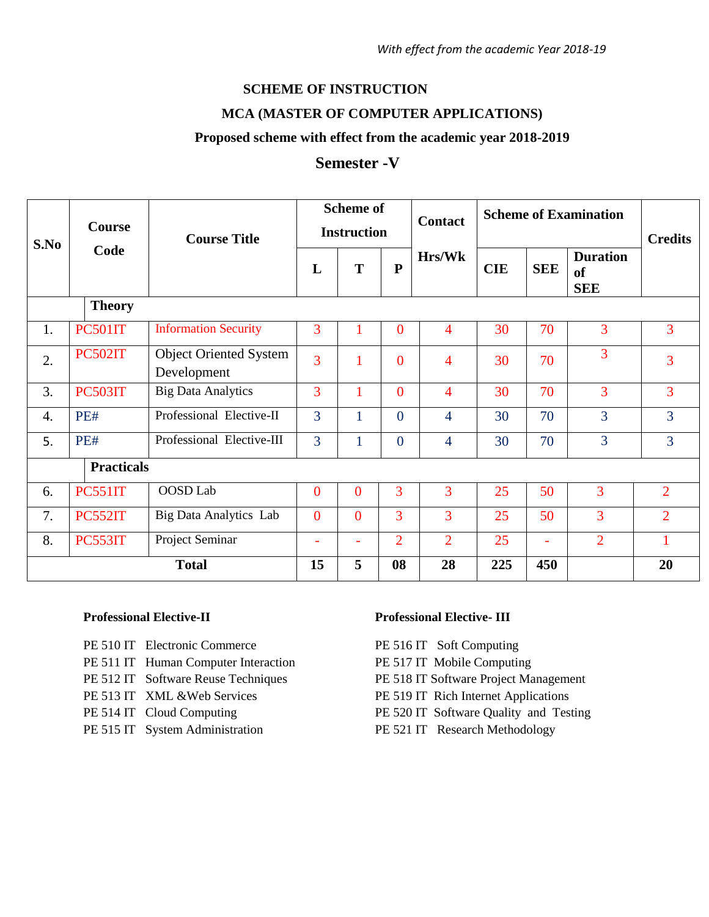*With effect from the academic Year 2018-19*

## SCHEME OF INSTRUCTION

## MCA (MASTER OF COMPUTER APPLICATIONS)

### Proposed scheme with effect from the academic year 2018-2019

### Semester -V

| S.No | Course Code | Course Title | Scheme of Instruction | | | Contact Hrs/Wk | Scheme of Examination | | | Credits |
|---|---|---|---|---|---|---|---|---|---|---|
| | | | L | T | P | | CIE | SEE | Duration of SEE | |
| | **Theory** | | | | | | | | | |
| 1. | PC501IT | Information Security | 3 | 1 | 0 | 4 | 30 | 70 | 3 | 3 |
| 2. | PC502IT | Object Oriented System Development | 3 | 1 | 0 | 4 | 30 | 70 | 3 | 3 |
| 3. | PC503IT | Big Data Analytics | 3 | 1 | 0 | 4 | 30 | 70 | 3 | 3 |
| 4. | PE# | Professional Elective-II | 3 | 1 | 0 | 4 | 30 | 70 | 3 | 3 |
| 5. | PE# | Professional Elective-III | 3 | 1 | 0 | 4 | 30 | 70 | 3 | 3 |
| | **Practicals** | | | | | | | | | |
| 6. | PC551IT | OOSD Lab | 0 | 0 | 3 | 3 | 25 | 50 | 3 | 2 |
| 7. | PC552IT | Big Data Analytics Lab | 0 | 0 | 3 | 3 | 25 | 50 | 3 | 2 |
| 8. | PC553IT | Project Seminar | - | - | 2 | 2 | 25 | - | 2 | 1 |
| **Total** | | | **15** | **5** | **08** | **28** | **225** | **450** | | **20** |

**Professional Elective-II**

PE 510 IT Electronic Commerce
PE 511 IT Human Computer Interaction
PE 512 IT Software Reuse Techniques
PE 513 IT XML &Web Services
PE 514 IT Cloud Computing
PE 515 IT System Administration

**Professional Elective- III**

PE 516 IT Soft Computing
PE 517 IT Mobile Computing
PE 518 IT Software Project Management
PE 519 IT Rich Internet Applications
PE 520 IT Software Quality and Testing
PE 521 IT Research Methodology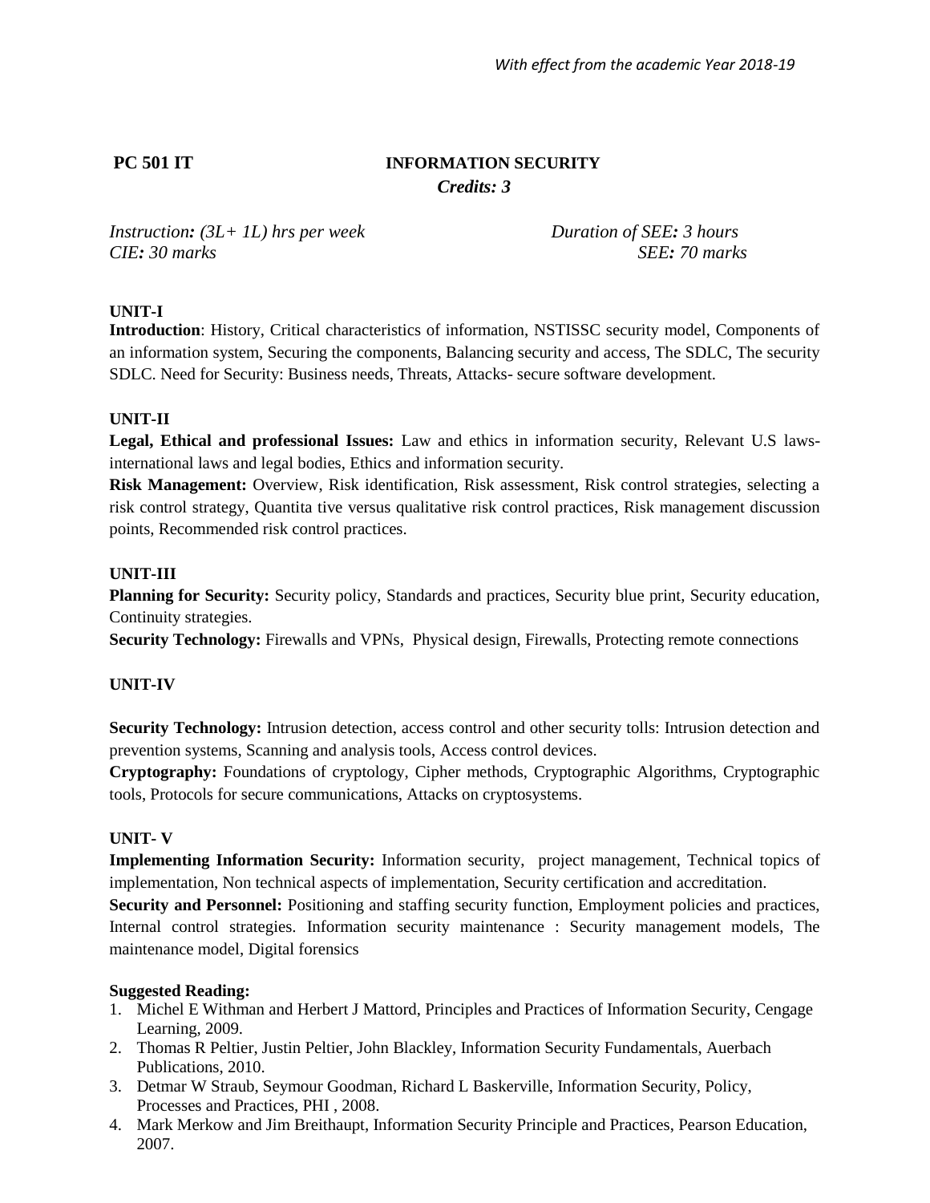## PC 501 IT — INFORMATION SECURITY

***Credits: 3***

*Instruction: (3L+ 1L) hrs per week* — *Duration of SEE: 3 hours*

*CIE: 30 marks* — *SEE: 70 marks*

### UNIT-I

**Introduction**: History, Critical characteristics of information, NSTISSC security model, Components of an information system, Securing the components, Balancing security and access, The SDLC, The security SDLC. Need for Security: Business needs, Threats, Attacks- secure software development.

### UNIT-II

**Legal, Ethical and professional Issues:** Law and ethics in information security, Relevant U.S laws-international laws and legal bodies, Ethics and information security.

**Risk Management:** Overview, Risk identification, Risk assessment, Risk control strategies, selecting a risk control strategy, Quantita tive versus qualitative risk control practices, Risk management discussion points, Recommended risk control practices.

### UNIT-III

**Planning for Security:** Security policy, Standards and practices, Security blue print, Security education, Continuity strategies.

**Security Technology:** Firewalls and VPNs, Physical design, Firewalls, Protecting remote connections

### UNIT-IV

**Security Technology:** Intrusion detection, access control and other security tolls: Intrusion detection and prevention systems, Scanning and analysis tools, Access control devices.

**Cryptography:** Foundations of cryptology, Cipher methods, Cryptographic Algorithms, Cryptographic tools, Protocols for secure communications, Attacks on cryptosystems.

### UNIT- V

**Implementing Information Security:** Information security, project management, Technical topics of implementation, Non technical aspects of implementation, Security certification and accreditation.

**Security and Personnel:** Positioning and staffing security function, Employment policies and practices, Internal control strategies. Information security maintenance : Security management models, The maintenance model, Digital forensics

### Suggested Reading:

1. Michel E Withman and Herbert J Mattord, Principles and Practices of Information Security, Cengage Learning, 2009.
2. Thomas R Peltier, Justin Peltier, John Blackley, Information Security Fundamentals, Auerbach Publications, 2010.
3. Detmar W Straub, Seymour Goodman, Richard L Baskerville, Information Security, Policy, Processes and Practices, PHI , 2008.
4. Mark Merkow and Jim Breithaupt, Information Security Principle and Practices, Pearson Education, 2007.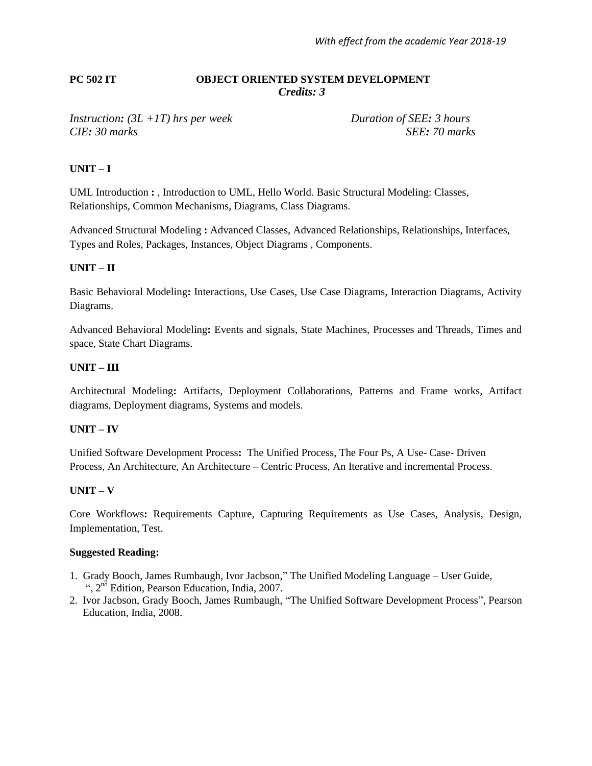*With effect from the academic Year 2018-19*

**PC 502 IT** **OBJECT ORIENTED SYSTEM DEVELOPMENT**

***Credits: 3***

*Instruction: (3L +1T) hrs per week* *Duration of SEE: 3 hours*

*CIE: 30 marks* *SEE: 70 marks*

## UNIT – I

UML Introduction **:** , Introduction to UML, Hello World. Basic Structural Modeling: Classes, Relationships, Common Mechanisms, Diagrams, Class Diagrams.

Advanced Structural Modeling **:** Advanced Classes, Advanced Relationships, Relationships, Interfaces, Types and Roles, Packages, Instances, Object Diagrams , Components.

## UNIT – II

Basic Behavioral Modeling**:** Interactions, Use Cases, Use Case Diagrams, Interaction Diagrams, Activity Diagrams.

Advanced Behavioral Modeling**:** Events and signals, State Machines, Processes and Threads, Times and space, State Chart Diagrams.

## UNIT – III

Architectural Modeling**:** Artifacts, Deployment Collaborations, Patterns and Frame works, Artifact diagrams, Deployment diagrams, Systems and models.

## UNIT – IV

Unified Software Development Process**:** The Unified Process, The Four Ps, A Use- Case- Driven Process, An Architecture, An Architecture – Centric Process, An Iterative and incremental Process.

## UNIT – V

Core Workflows**:** Requirements Capture, Capturing Requirements as Use Cases, Analysis, Design, Implementation, Test.

**Suggested Reading:**

1. Grady Booch, James Rumbaugh, Ivor Jacbson," The Unified Modeling Language – User Guide, ", 2nd Edition, Pearson Education, India, 2007.
2. Ivor Jacbson, Grady Booch, James Rumbaugh, "The Unified Software Development Process", Pearson Education, India, 2008.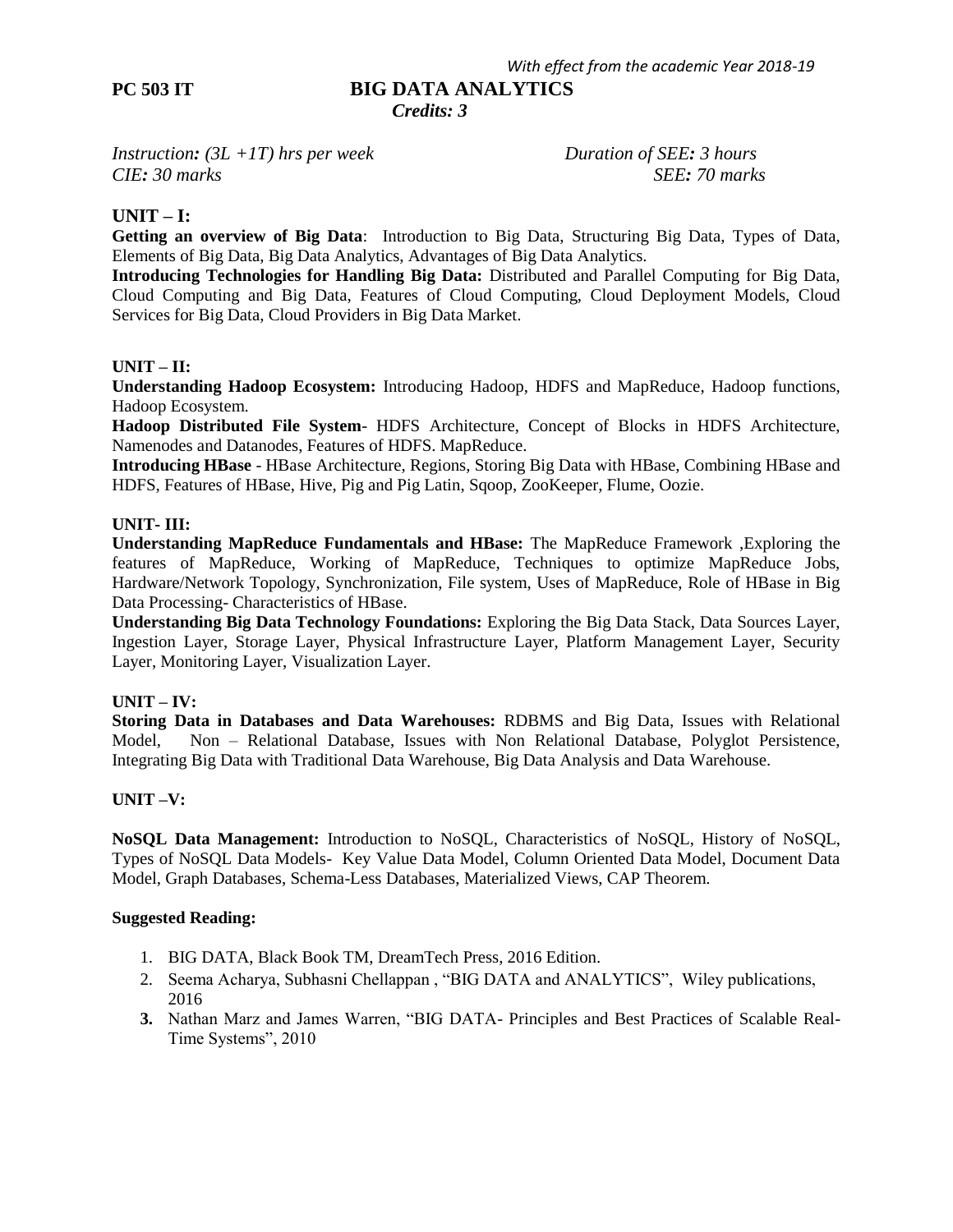*With effect from the academic Year 2018-19*

**PC 503 IT** **BIG DATA ANALYTICS**

***Credits: 3***

*Instruction: (3L +1T) hrs per week* *Duration of SEE: 3 hours*
*CIE: 30 marks* *SEE: 70 marks*

## UNIT – I:

**Getting an overview of Big Data**: Introduction to Big Data, Structuring Big Data, Types of Data, Elements of Big Data, Big Data Analytics, Advantages of Big Data Analytics.

**Introducing Technologies for Handling Big Data:** Distributed and Parallel Computing for Big Data, Cloud Computing and Big Data, Features of Cloud Computing, Cloud Deployment Models, Cloud Services for Big Data, Cloud Providers in Big Data Market.

## UNIT – II:

**Understanding Hadoop Ecosystem:** Introducing Hadoop, HDFS and MapReduce, Hadoop functions, Hadoop Ecosystem.

**Hadoop Distributed File System**- HDFS Architecture, Concept of Blocks in HDFS Architecture, Namenodes and Datanodes, Features of HDFS. MapReduce.

**Introducing HBase** - HBase Architecture, Regions, Storing Big Data with HBase, Combining HBase and HDFS, Features of HBase, Hive, Pig and Pig Latin, Sqoop, ZooKeeper, Flume, Oozie.

## UNIT- III:

**Understanding MapReduce Fundamentals and HBase:** The MapReduce Framework ,Exploring the features of MapReduce, Working of MapReduce, Techniques to optimize MapReduce Jobs, Hardware/Network Topology, Synchronization, File system, Uses of MapReduce, Role of HBase in Big Data Processing- Characteristics of HBase.

**Understanding Big Data Technology Foundations:** Exploring the Big Data Stack, Data Sources Layer, Ingestion Layer, Storage Layer, Physical Infrastructure Layer, Platform Management Layer, Security Layer, Monitoring Layer, Visualization Layer.

## UNIT – IV:

**Storing Data in Databases and Data Warehouses:** RDBMS and Big Data, Issues with Relational Model, Non – Relational Database, Issues with Non Relational Database, Polyglot Persistence, Integrating Big Data with Traditional Data Warehouse, Big Data Analysis and Data Warehouse.

## UNIT –V:

**NoSQL Data Management:** Introduction to NoSQL, Characteristics of NoSQL, History of NoSQL, Types of NoSQL Data Models- Key Value Data Model, Column Oriented Data Model, Document Data Model, Graph Databases, Schema-Less Databases, Materialized Views, CAP Theorem.

**Suggested Reading:**

1. BIG DATA, Black Book TM, DreamTech Press, 2016 Edition.
2. Seema Acharya, Subhasni Chellappan , "BIG DATA and ANALYTICS", Wiley publications, 2016
3. Nathan Marz and James Warren, "BIG DATA- Principles and Best Practices of Scalable Real-Time Systems", 2010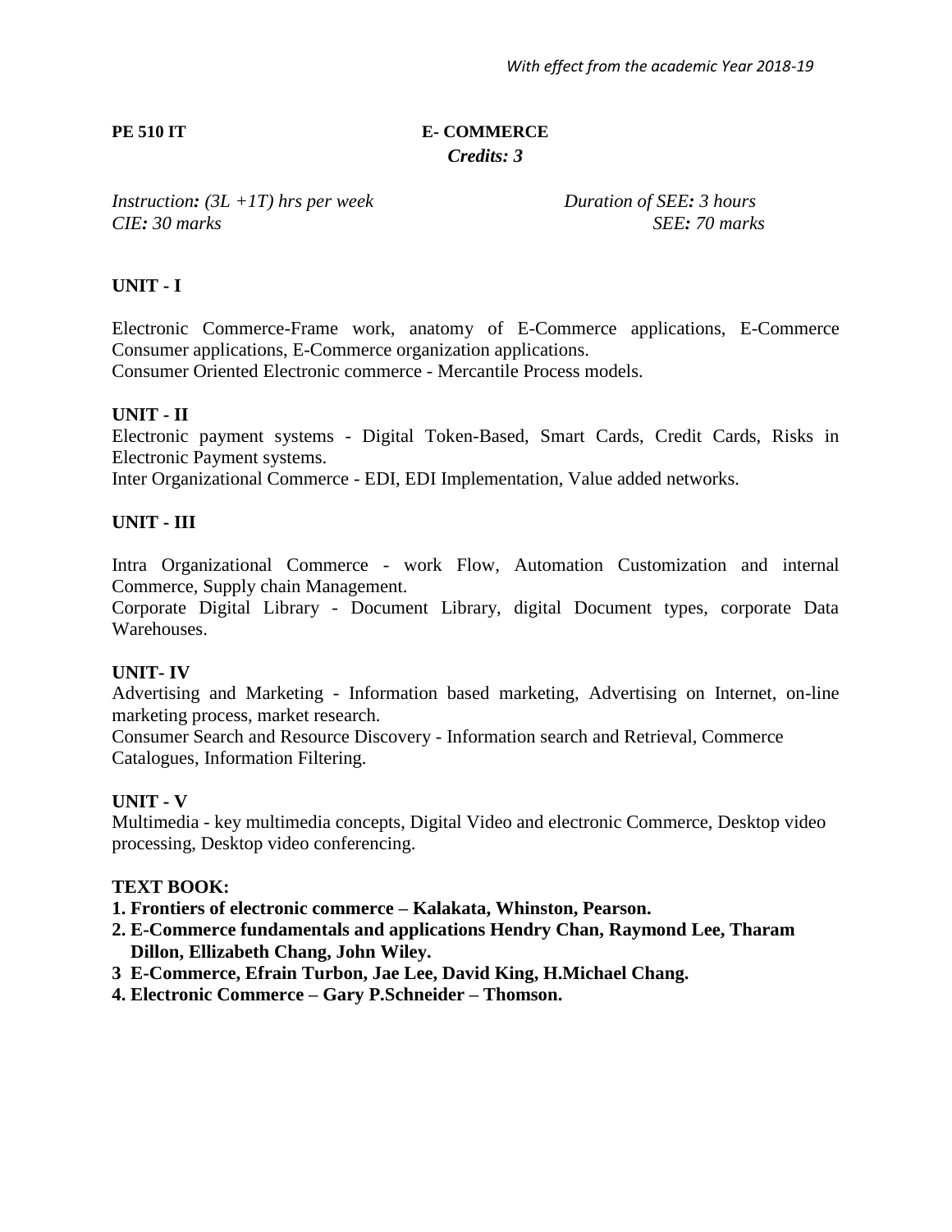*With effect from the academic Year 2018-19*

**PE 510 IT** **E- COMMERCE**

***Credits: 3***

*Instruction: (3L +1T) hrs per week* *Duration of SEE: 3 hours*
*CIE: 30 marks* *SEE: 70 marks*

## UNIT - I

Electronic Commerce-Frame work, anatomy of E-Commerce applications, E-Commerce Consumer applications, E-Commerce organization applications.
Consumer Oriented Electronic commerce - Mercantile Process models.

## UNIT - II

Electronic payment systems - Digital Token-Based, Smart Cards, Credit Cards, Risks in Electronic Payment systems.
Inter Organizational Commerce - EDI, EDI Implementation, Value added networks.

## UNIT - III

Intra Organizational Commerce - work Flow, Automation Customization and internal Commerce, Supply chain Management.
Corporate Digital Library - Document Library, digital Document types, corporate Data Warehouses.

## UNIT- IV

Advertising and Marketing - Information based marketing, Advertising on Internet, on-line marketing process, market research.
Consumer Search and Resource Discovery - Information search and Retrieval, Commerce Catalogues, Information Filtering.

## UNIT - V

Multimedia - key multimedia concepts, Digital Video and electronic Commerce, Desktop video processing, Desktop video conferencing.

## TEXT BOOK:

1. **Frontiers of electronic commerce – Kalakata, Whinston, Pearson.**
2. **E-Commerce fundamentals and applications Hendry Chan, Raymond Lee, Tharam Dillon, Ellizabeth Chang, John Wiley.**
3. **E-Commerce, Efrain Turbon, Jae Lee, David King, H.Michael Chang.**
4. **Electronic Commerce – Gary P.Schneider – Thomson.**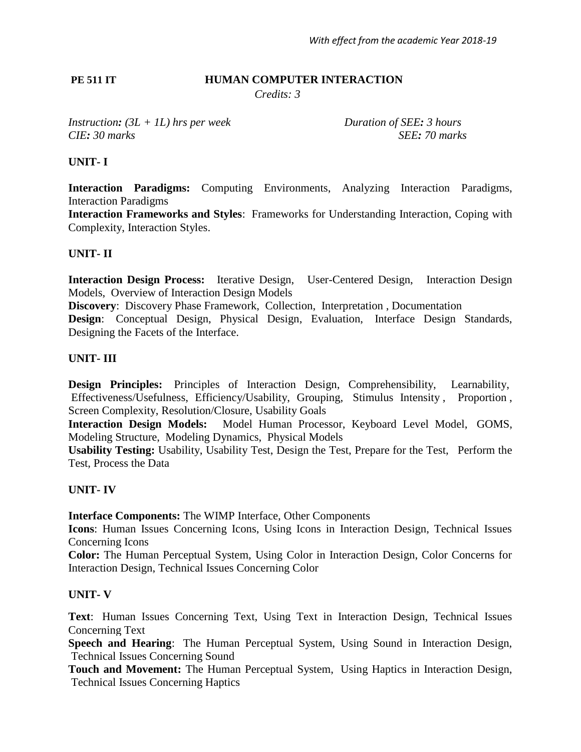**PE 511 IT** **HUMAN COMPUTER INTERACTION**

*Credits: 3*

*Instruction: (3L + 1L) hrs per week* *Duration of SEE: 3 hours*
*CIE: 30 marks* *SEE: 70 marks*

**UNIT- I**

**Interaction Paradigms:** Computing Environments, Analyzing Interaction Paradigms, Interaction Paradigms
**Interaction Frameworks and Styles**: Frameworks for Understanding Interaction, Coping with Complexity, Interaction Styles.

**UNIT- II**

**Interaction Design Process:** Iterative Design, User-Centered Design, Interaction Design Models, Overview of Interaction Design Models
**Discovery**: Discovery Phase Framework, Collection, Interpretation , Documentation
**Design**: Conceptual Design, Physical Design, Evaluation, Interface Design Standards, Designing the Facets of the Interface.

**UNIT- III**

**Design Principles:** Principles of Interaction Design, Comprehensibility, Learnability, Effectiveness/Usefulness, Efficiency/Usability, Grouping, Stimulus Intensity , Proportion , Screen Complexity, Resolution/Closure, Usability Goals
**Interaction Design Models:** Model Human Processor, Keyboard Level Model, GOMS, Modeling Structure, Modeling Dynamics, Physical Models
**Usability Testing:** Usability, Usability Test, Design the Test, Prepare for the Test, Perform the Test, Process the Data

**UNIT- IV**

**Interface Components:** The WIMP Interface, Other Components
**Icons**: Human Issues Concerning Icons, Using Icons in Interaction Design, Technical Issues Concerning Icons
**Color:** The Human Perceptual System, Using Color in Interaction Design, Color Concerns for Interaction Design, Technical Issues Concerning Color

**UNIT- V**

**Text**: Human Issues Concerning Text, Using Text in Interaction Design, Technical Issues Concerning Text
**Speech and Hearing**: The Human Perceptual System, Using Sound in Interaction Design, Technical Issues Concerning Sound
**Touch and Movement:** The Human Perceptual System, Using Haptics in Interaction Design, Technical Issues Concerning Haptics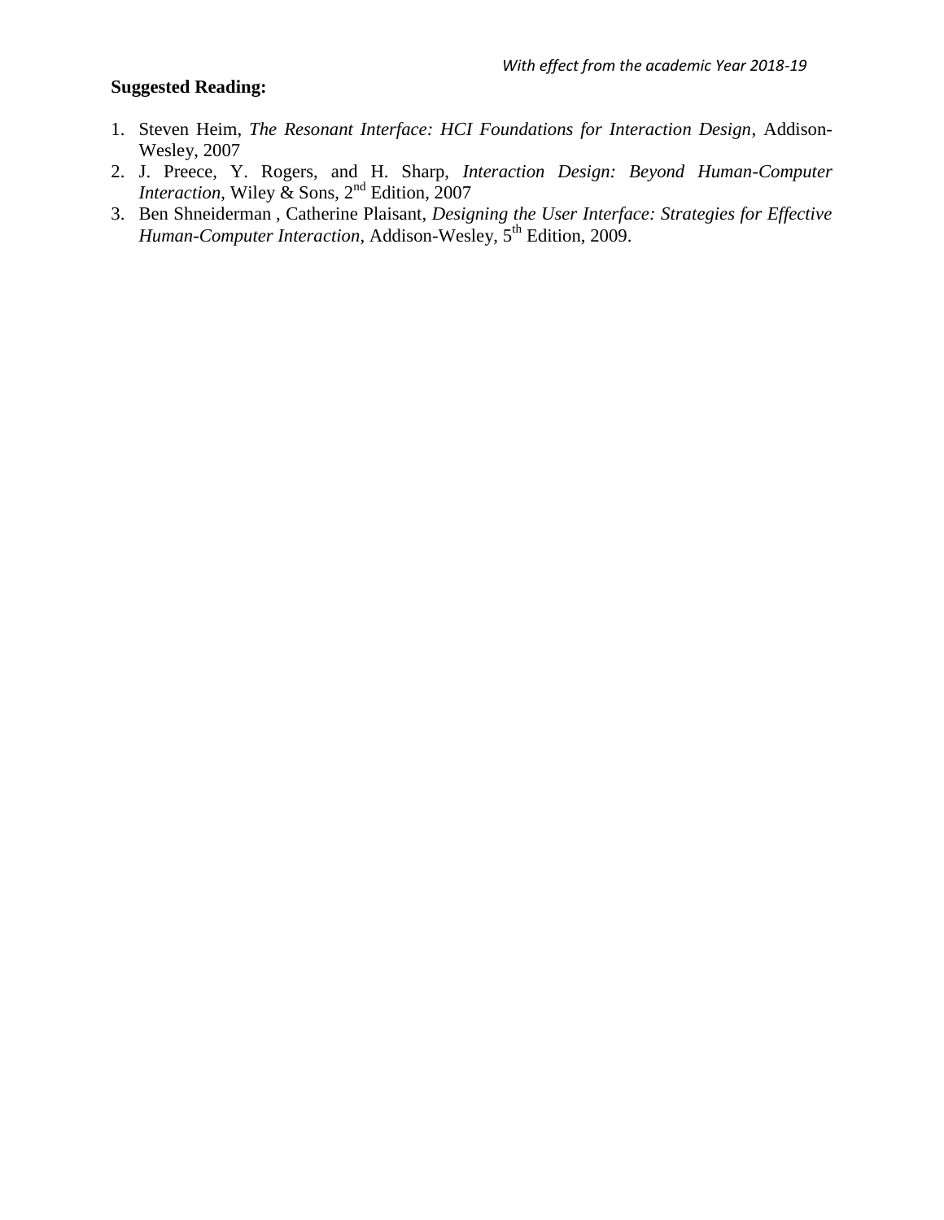**Suggested Reading:**

1. Steven Heim, *The Resonant Interface: HCI Foundations for Interaction Design*, Addison-Wesley, 2007
2. J. Preece, Y. Rogers, and H. Sharp, *Interaction Design: Beyond Human-Computer Interaction*, Wiley & Sons, 2nd Edition, 2007
3. Ben Shneiderman , Catherine Plaisant, *Designing the User Interface: Strategies for Effective Human-Computer Interaction*, Addison-Wesley, 5th Edition, 2009.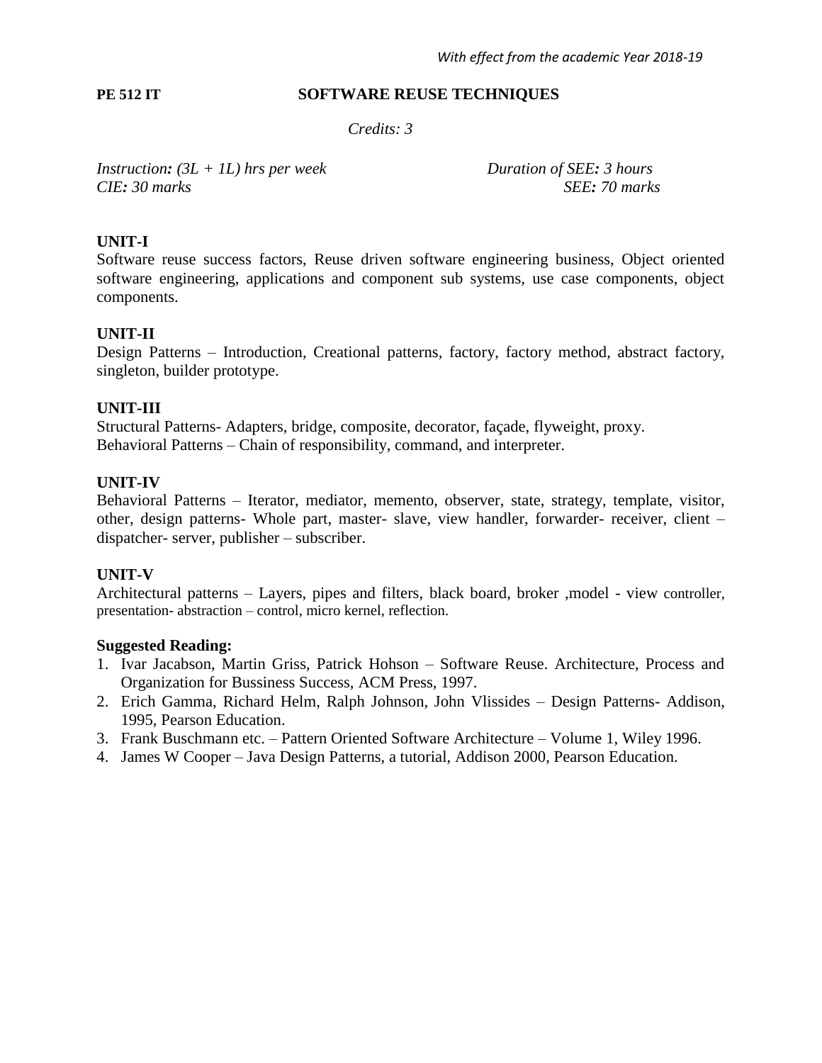*With effect from the academic Year 2018-19*

**PE 512 IT** **SOFTWARE REUSE TECHNIQUES**

*Credits: 3*

*Instruction: (3L + 1L) hrs per week* *Duration of SEE: 3 hours*
*CIE: 30 marks* *SEE: 70 marks*

**UNIT-I**

Software reuse success factors, Reuse driven software engineering business, Object oriented software engineering, applications and component sub systems, use case components, object components.

**UNIT-II**

Design Patterns – Introduction, Creational patterns, factory, factory method, abstract factory, singleton, builder prototype.

**UNIT-III**

Structural Patterns- Adapters, bridge, composite, decorator, façade, flyweight, proxy.
Behavioral Patterns – Chain of responsibility, command, and interpreter.

**UNIT-IV**

Behavioral Patterns – Iterator, mediator, memento, observer, state, strategy, template, visitor, other, design patterns- Whole part, master- slave, view handler, forwarder- receiver, client – dispatcher- server, publisher – subscriber.

**UNIT-V**

Architectural patterns – Layers, pipes and filters, black board, broker ,model - view controller, presentation- abstraction – control, micro kernel, reflection.

**Suggested Reading:**

1. Ivar Jacabson, Martin Griss, Patrick Hohson – Software Reuse. Architecture, Process and Organization for Bussiness Success, ACM Press, 1997.
2. Erich Gamma, Richard Helm, Ralph Johnson, John Vlissides – Design Patterns- Addison, 1995, Pearson Education.
3. Frank Buschmann etc. – Pattern Oriented Software Architecture – Volume 1, Wiley 1996.
4. James W Cooper – Java Design Patterns, a tutorial, Addison 2000, Pearson Education.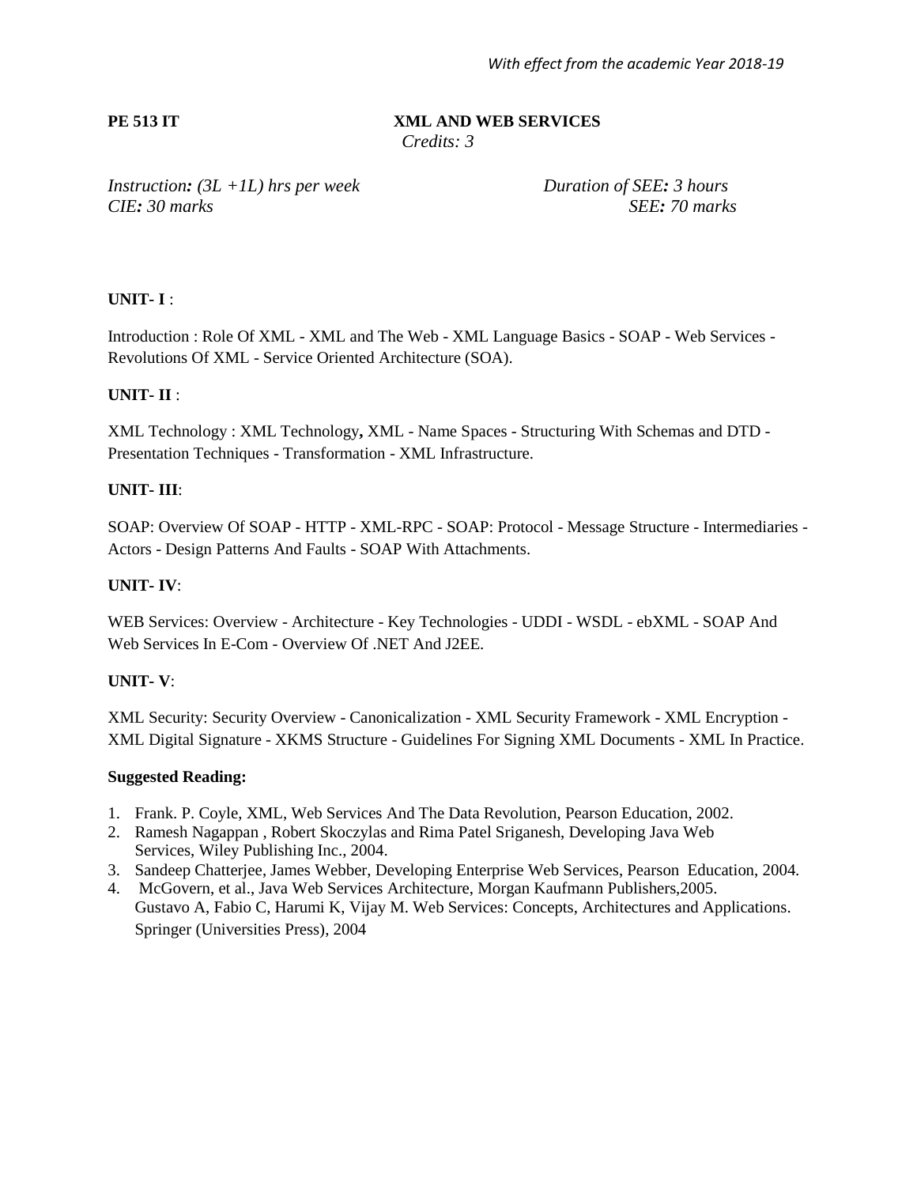**PE 513 IT** **XML AND WEB SERVICES**

*Credits: 3*

*Instruction: (3L +1L) hrs per week* *Duration of SEE: 3 hours*

*CIE: 30 marks* *SEE: 70 marks*

**UNIT- I** :

Introduction : Role Of XML - XML and The Web - XML Language Basics - SOAP - Web Services - Revolutions Of XML - Service Oriented Architecture (SOA).

**UNIT- II** :

XML Technology : XML Technology**,** XML - Name Spaces - Structuring With Schemas and DTD - Presentation Techniques - Transformation - XML Infrastructure.

**UNIT- III**:

SOAP: Overview Of SOAP - HTTP - XML-RPC - SOAP: Protocol - Message Structure - Intermediaries - Actors - Design Patterns And Faults - SOAP With Attachments.

**UNIT- IV**:

WEB Services: Overview - Architecture - Key Technologies - UDDI - WSDL - ebXML - SOAP And Web Services In E-Com - Overview Of .NET And J2EE.

**UNIT- V**:

XML Security: Security Overview - Canonicalization - XML Security Framework - XML Encryption - XML Digital Signature - XKMS Structure - Guidelines For Signing XML Documents - XML In Practice.

**Suggested Reading:**

1. Frank. P. Coyle, XML, Web Services And The Data Revolution, Pearson Education, 2002.
2. Ramesh Nagappan , Robert Skoczylas and Rima Patel Sriganesh, Developing Java Web Services, Wiley Publishing Inc., 2004.
3. Sandeep Chatterjee, James Webber, Developing Enterprise Web Services, Pearson Education, 2004.
4. McGovern, et al., Java Web Services Architecture, Morgan Kaufmann Publishers,2005.
   Gustavo A, Fabio C, Harumi K, Vijay M. Web Services: Concepts, Architectures and Applications. Springer (Universities Press), 2004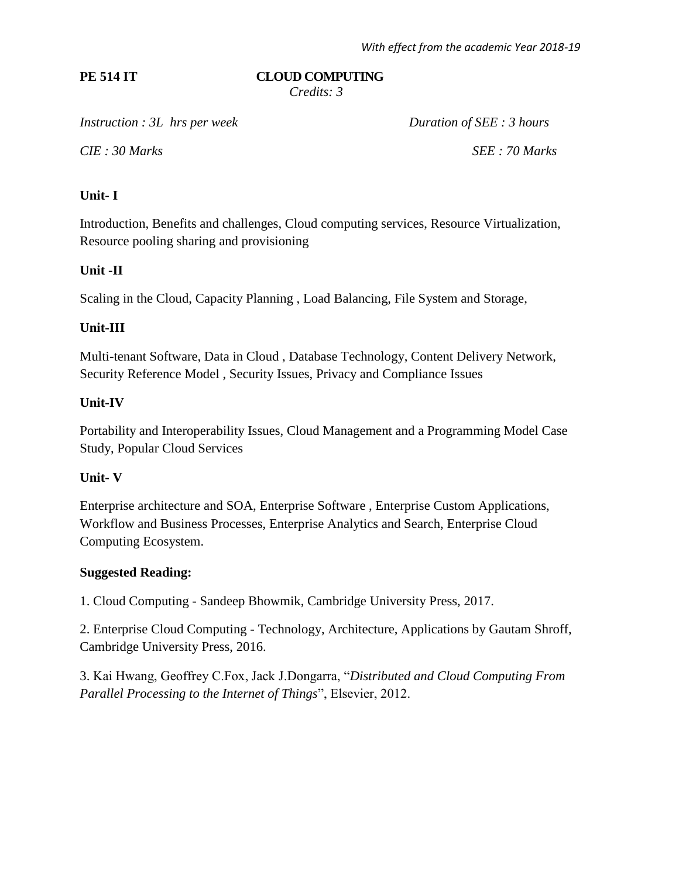*With effect from the academic Year 2018-19*

**PE 514 IT** **CLOUD COMPUTING**

*Credits: 3*

*Instruction : 3L hrs per week* *Duration of SEE : 3 hours*

*CIE : 30 Marks* *SEE : 70 Marks*

**Unit- I**

Introduction, Benefits and challenges, Cloud computing services, Resource Virtualization, Resource pooling sharing and provisioning

**Unit -II**

Scaling in the Cloud, Capacity Planning , Load Balancing, File System and Storage,

**Unit-III**

Multi-tenant Software, Data in Cloud , Database Technology, Content Delivery Network, Security Reference Model , Security Issues, Privacy and Compliance Issues

**Unit-IV**

Portability and Interoperability Issues, Cloud Management and a Programming Model Case Study, Popular Cloud Services

**Unit- V**

Enterprise architecture and SOA, Enterprise Software , Enterprise Custom Applications, Workflow and Business Processes, Enterprise Analytics and Search, Enterprise Cloud Computing Ecosystem.

**Suggested Reading:**

1. Cloud Computing - Sandeep Bhowmik, Cambridge University Press, 2017.

2. Enterprise Cloud Computing - Technology, Architecture, Applications by Gautam Shroff, Cambridge University Press, 2016.

3. Kai Hwang, Geoffrey C.Fox, Jack J.Dongarra, "*Distributed and Cloud Computing From Parallel Processing to the Internet of Things*", Elsevier, 2012.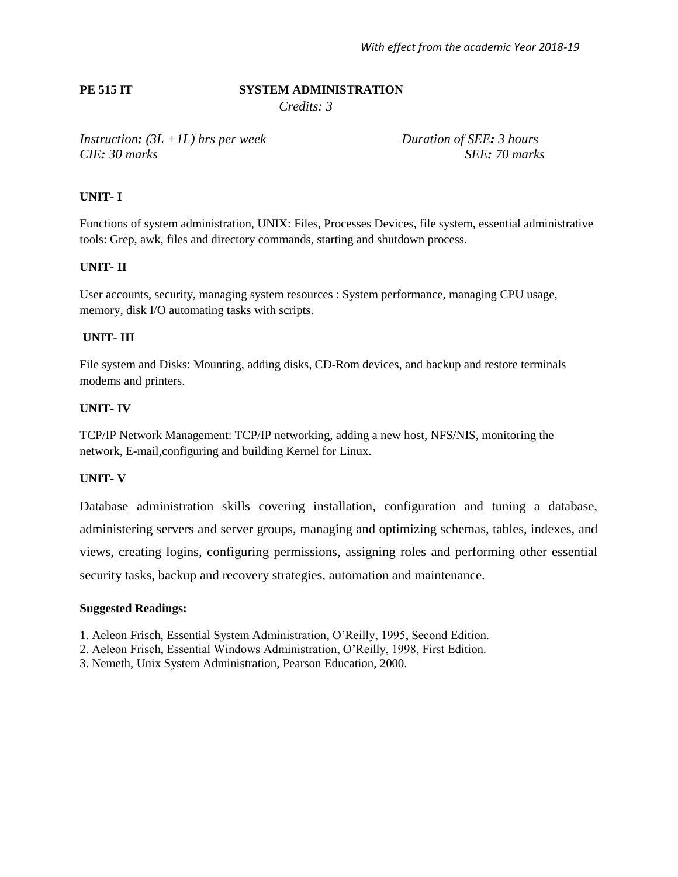*With effect from the academic Year 2018-19*

**PE 515 IT SYSTEM ADMINISTRATION**

*Credits: 3*

*Instruction: (3L +1L) hrs per week* *Duration of SEE: 3 hours*
*CIE: 30 marks* *SEE: 70 marks*

**UNIT- I**

Functions of system administration, UNIX: Files, Processes Devices, file system, essential administrative tools: Grep, awk, files and directory commands, starting and shutdown process.

**UNIT- II**

User accounts, security, managing system resources : System performance, managing CPU usage, memory, disk I/O automating tasks with scripts.

**UNIT- III**

File system and Disks: Mounting, adding disks, CD-Rom devices, and backup and restore terminals modems and printers.

**UNIT- IV**

TCP/IP Network Management: TCP/IP networking, adding a new host, NFS/NIS, monitoring the network, E-mail,configuring and building Kernel for Linux.

**UNIT- V**

Database administration skills covering installation, configuration and tuning a database, administering servers and server groups, managing and optimizing schemas, tables, indexes, and views, creating logins, configuring permissions, assigning roles and performing other essential security tasks, backup and recovery strategies, automation and maintenance.

**Suggested Readings:**

1. Aeleon Frisch, Essential System Administration, O'Reilly, 1995, Second Edition.
2. Aeleon Frisch, Essential Windows Administration, O'Reilly, 1998, First Edition.
3. Nemeth, Unix System Administration, Pearson Education, 2000.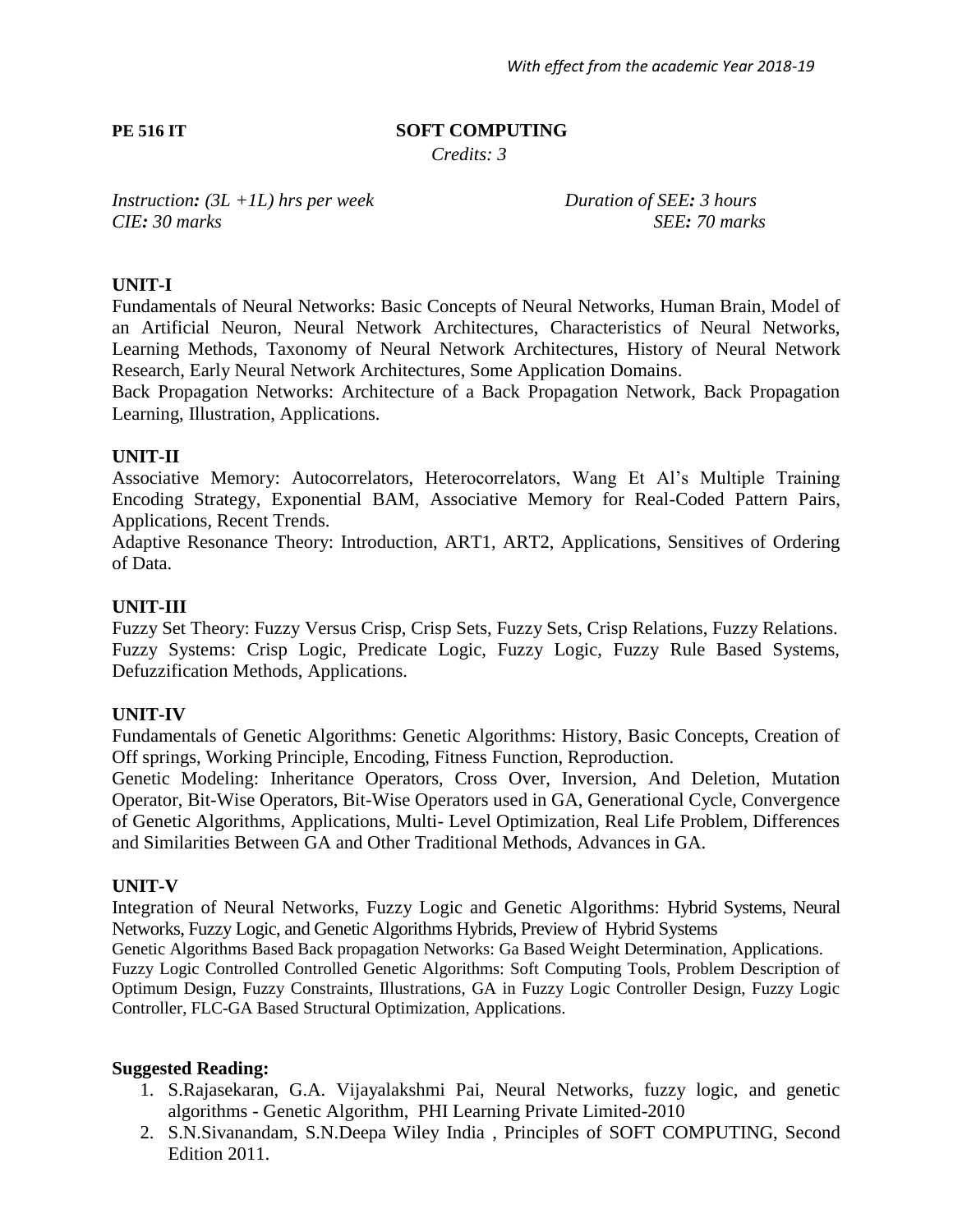*With effect from the academic Year 2018-19*

**PE 516 IT** **SOFT COMPUTING**

*Credits: 3*

*Instruction: (3L +1L) hrs per week* *Duration of SEE: 3 hours*
*CIE: 30 marks* *SEE: 70 marks*

**UNIT-I**

Fundamentals of Neural Networks: Basic Concepts of Neural Networks, Human Brain, Model of an Artificial Neuron, Neural Network Architectures, Characteristics of Neural Networks, Learning Methods, Taxonomy of Neural Network Architectures, History of Neural Network Research, Early Neural Network Architectures, Some Application Domains.

Back Propagation Networks: Architecture of a Back Propagation Network, Back Propagation Learning, Illustration, Applications.

**UNIT-II**

Associative Memory: Autocorrelators, Heterocorrelators, Wang Et Al's Multiple Training Encoding Strategy, Exponential BAM, Associative Memory for Real-Coded Pattern Pairs, Applications, Recent Trends.

Adaptive Resonance Theory: Introduction, ART1, ART2, Applications, Sensitives of Ordering of Data.

**UNIT-III**

Fuzzy Set Theory: Fuzzy Versus Crisp, Crisp Sets, Fuzzy Sets, Crisp Relations, Fuzzy Relations.
Fuzzy Systems: Crisp Logic, Predicate Logic, Fuzzy Logic, Fuzzy Rule Based Systems, Defuzzification Methods, Applications.

**UNIT-IV**

Fundamentals of Genetic Algorithms: Genetic Algorithms: History, Basic Concepts, Creation of Off springs, Working Principle, Encoding, Fitness Function, Reproduction.

Genetic Modeling: Inheritance Operators, Cross Over, Inversion, And Deletion, Mutation Operator, Bit-Wise Operators, Bit-Wise Operators used in GA, Generational Cycle, Convergence of Genetic Algorithms, Applications, Multi- Level Optimization, Real Life Problem, Differences and Similarities Between GA and Other Traditional Methods, Advances in GA.

**UNIT-V**

Integration of Neural Networks, Fuzzy Logic and Genetic Algorithms: Hybrid Systems, Neural Networks, Fuzzy Logic, and Genetic Algorithms Hybrids, Preview of Hybrid Systems

Genetic Algorithms Based Back propagation Networks: Ga Based Weight Determination, Applications.

Fuzzy Logic Controlled Controlled Genetic Algorithms: Soft Computing Tools, Problem Description of Optimum Design, Fuzzy Constraints, Illustrations, GA in Fuzzy Logic Controller Design, Fuzzy Logic Controller, FLC-GA Based Structural Optimization, Applications.

**Suggested Reading:**

1. S.Rajasekaran, G.A. Vijayalakshmi Pai, Neural Networks, fuzzy logic, and genetic algorithms - Genetic Algorithm, PHI Learning Private Limited-2010
2. S.N.Sivanandam, S.N.Deepa Wiley India , Principles of SOFT COMPUTING, Second Edition 2011.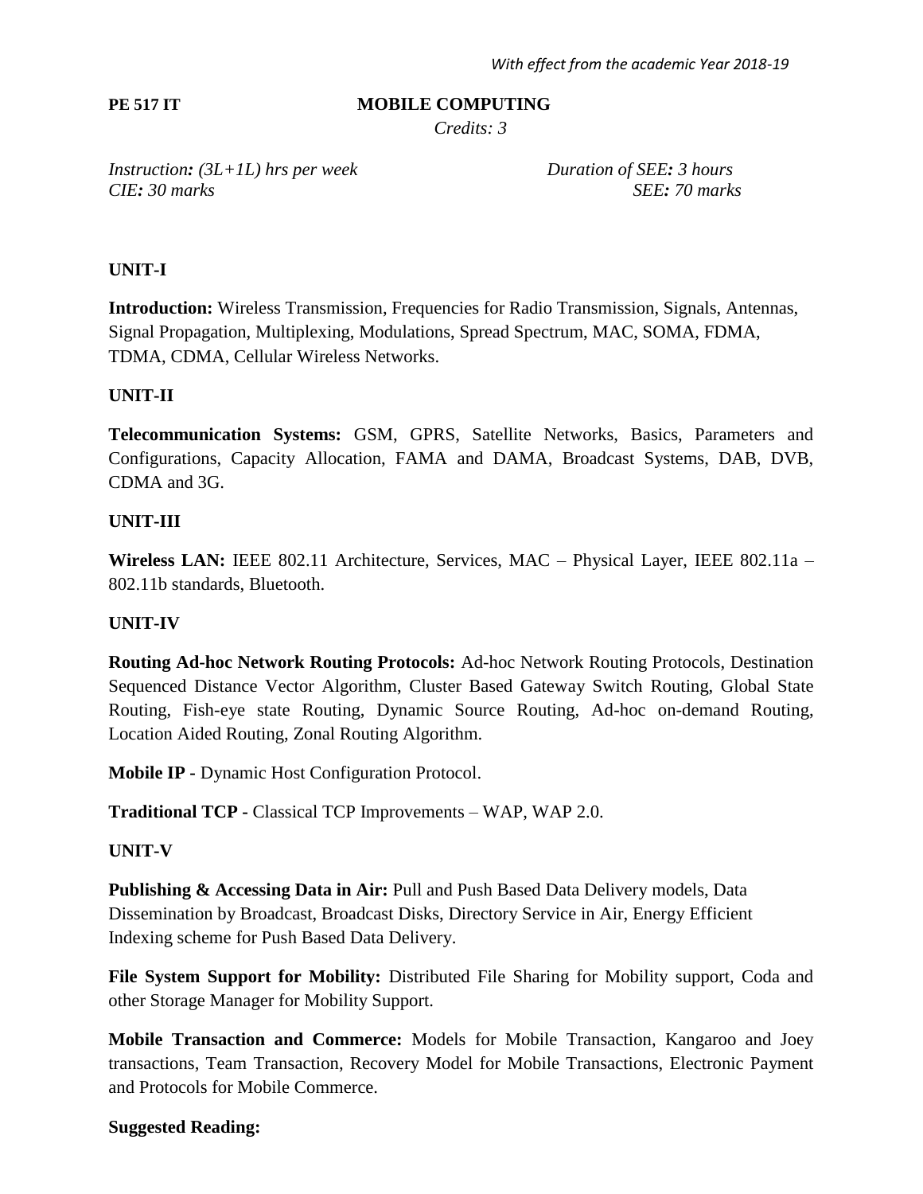*With effect from the academic Year 2018-19*

**PE 517 IT** **MOBILE COMPUTING**

*Credits: 3*

*Instruction: (3L+1L) hrs per week* *Duration of SEE: 3 hours*
*CIE: 30 marks* *SEE: 70 marks*

**UNIT-I**

**Introduction:** Wireless Transmission, Frequencies for Radio Transmission, Signals, Antennas, Signal Propagation, Multiplexing, Modulations, Spread Spectrum, MAC, SOMA, FDMA, TDMA, CDMA, Cellular Wireless Networks.

**UNIT-II**

**Telecommunication Systems:** GSM, GPRS, Satellite Networks, Basics, Parameters and Configurations, Capacity Allocation, FAMA and DAMA, Broadcast Systems, DAB, DVB, CDMA and 3G.

**UNIT-III**

**Wireless LAN:** IEEE 802.11 Architecture, Services, MAC – Physical Layer, IEEE 802.11a – 802.11b standards, Bluetooth.

**UNIT-IV**

**Routing Ad-hoc Network Routing Protocols:** Ad-hoc Network Routing Protocols, Destination Sequenced Distance Vector Algorithm, Cluster Based Gateway Switch Routing, Global State Routing, Fish-eye state Routing, Dynamic Source Routing, Ad-hoc on-demand Routing, Location Aided Routing, Zonal Routing Algorithm.

**Mobile IP -** Dynamic Host Configuration Protocol.

**Traditional TCP -** Classical TCP Improvements – WAP, WAP 2.0.

**UNIT-V**

**Publishing & Accessing Data in Air:** Pull and Push Based Data Delivery models, Data Dissemination by Broadcast, Broadcast Disks, Directory Service in Air, Energy Efficient Indexing scheme for Push Based Data Delivery.

**File System Support for Mobility:** Distributed File Sharing for Mobility support, Coda and other Storage Manager for Mobility Support.

**Mobile Transaction and Commerce:** Models for Mobile Transaction, Kangaroo and Joey transactions, Team Transaction, Recovery Model for Mobile Transactions, Electronic Payment and Protocols for Mobile Commerce.

**Suggested Reading:**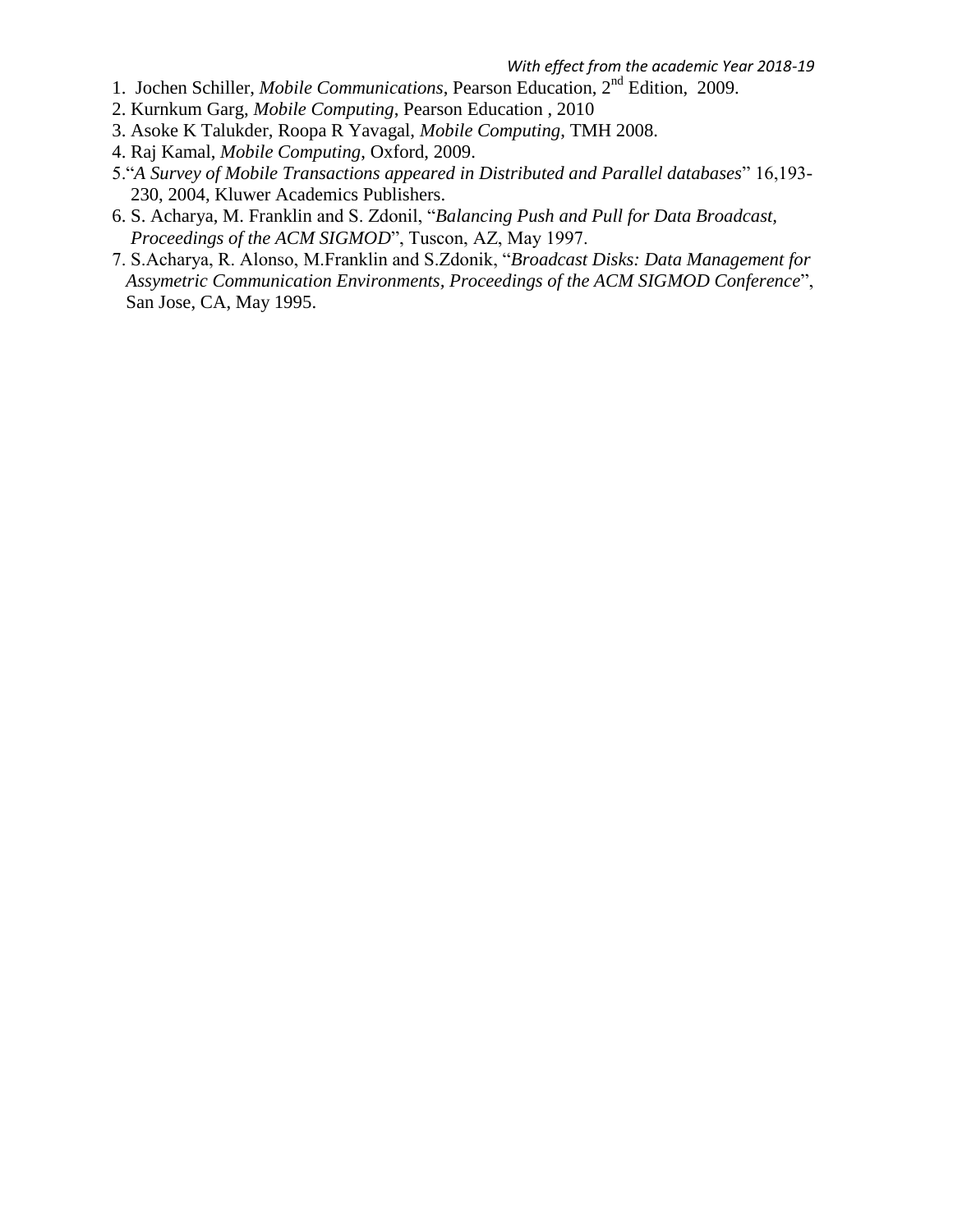1. Jochen Schiller, *Mobile Communications*, Pearson Education, 2nd Edition, 2009.
2. Kurnkum Garg, *Mobile Computing*, Pearson Education , 2010
3. Asoke K Talukder, Roopa R Yavagal, *Mobile Computing*, TMH 2008.
4. Raj Kamal, *Mobile Computing*, Oxford, 2009.
5. "*A Survey of Mobile Transactions appeared in Distributed and Parallel databases*" 16,193-230, 2004, Kluwer Academics Publishers.
6. S. Acharya, M. Franklin and S. Zdonil, "*Balancing Push and Pull for Data Broadcast, Proceedings of the ACM SIGMOD*", Tuscon, AZ, May 1997.
7. S.Acharya, R. Alonso, M.Franklin and S.Zdonik, "*Broadcast Disks: Data Management for Assymetric Communication Environments, Proceedings of the ACM SIGMOD Conference*", San Jose, CA, May 1995.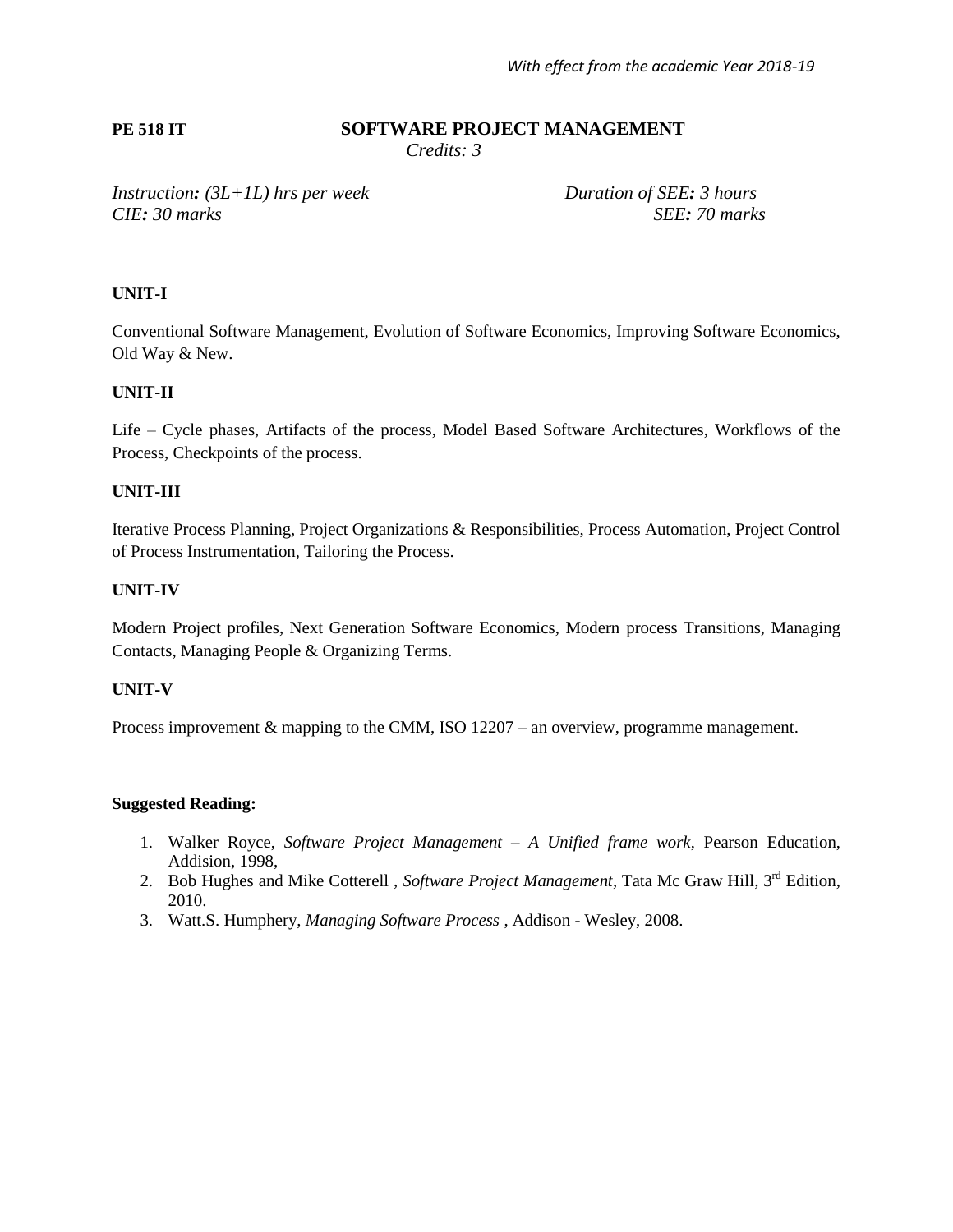*With effect from the academic Year 2018-19*

**PE 518 IT** **SOFTWARE PROJECT MANAGEMENT**

*Credits: 3*

*Instruction: (3L+1L) hrs per week* *Duration of SEE: 3 hours*
*CIE: 30 marks* *SEE: 70 marks*

**UNIT-I**

Conventional Software Management, Evolution of Software Economics, Improving Software Economics, Old Way & New.

**UNIT-II**

Life – Cycle phases, Artifacts of the process, Model Based Software Architectures, Workflows of the Process, Checkpoints of the process.

**UNIT-III**

Iterative Process Planning, Project Organizations & Responsibilities, Process Automation, Project Control of Process Instrumentation, Tailoring the Process.

**UNIT-IV**

Modern Project profiles, Next Generation Software Economics, Modern process Transitions, Managing Contacts, Managing People & Organizing Terms.

**UNIT-V**

Process improvement & mapping to the CMM, ISO 12207 – an overview, programme management.

**Suggested Reading:**

1. Walker Royce, *Software Project Management – A Unified frame work*, Pearson Education, Addision, 1998,
2. Bob Hughes and Mike Cotterell , *Software Project Management*, Tata Mc Graw Hill, 3rd Edition, 2010.
3. Watt.S. Humphery, *Managing Software Process* , Addison - Wesley, 2008.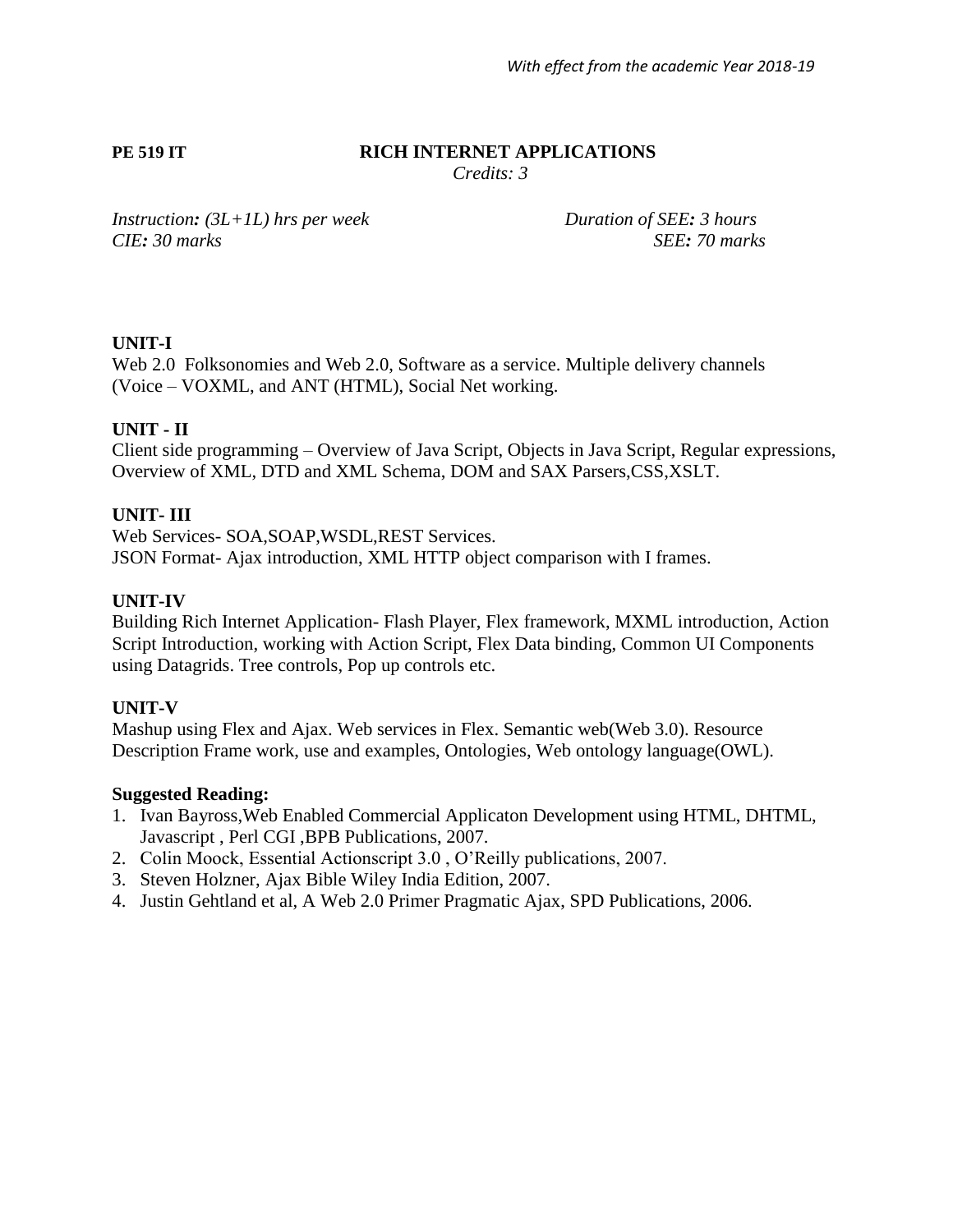**PE 519 IT** **RICH INTERNET APPLICATIONS**

*Credits: 3*

*Instruction: (3L+1L) hrs per week* *Duration of SEE: 3 hours*

*CIE: 30 marks* *SEE: 70 marks*

**UNIT-I**

Web 2.0 Folksonomies and Web 2.0, Software as a service. Multiple delivery channels (Voice – VOXML, and ANT (HTML), Social Net working.

**UNIT - II**

Client side programming – Overview of Java Script, Objects in Java Script, Regular expressions, Overview of XML, DTD and XML Schema, DOM and SAX Parsers,CSS,XSLT.

**UNIT- III**

Web Services- SOA,SOAP,WSDL,REST Services.
JSON Format- Ajax introduction, XML HTTP object comparison with I frames.

**UNIT-IV**

Building Rich Internet Application- Flash Player, Flex framework, MXML introduction, Action Script Introduction, working with Action Script, Flex Data binding, Common UI Components using Datagrids. Tree controls, Pop up controls etc.

**UNIT-V**

Mashup using Flex and Ajax. Web services in Flex. Semantic web(Web 3.0). Resource Description Frame work, use and examples, Ontologies, Web ontology language(OWL).

**Suggested Reading:**

1. Ivan Bayross,Web Enabled Commercial Applicaton Development using HTML, DHTML, Javascript , Perl CGI ,BPB Publications, 2007.
2. Colin Moock, Essential Actionscript 3.0 , O'Reilly publications, 2007.
3. Steven Holzner, Ajax Bible Wiley India Edition, 2007.
4. Justin Gehtland et al, A Web 2.0 Primer Pragmatic Ajax, SPD Publications, 2006.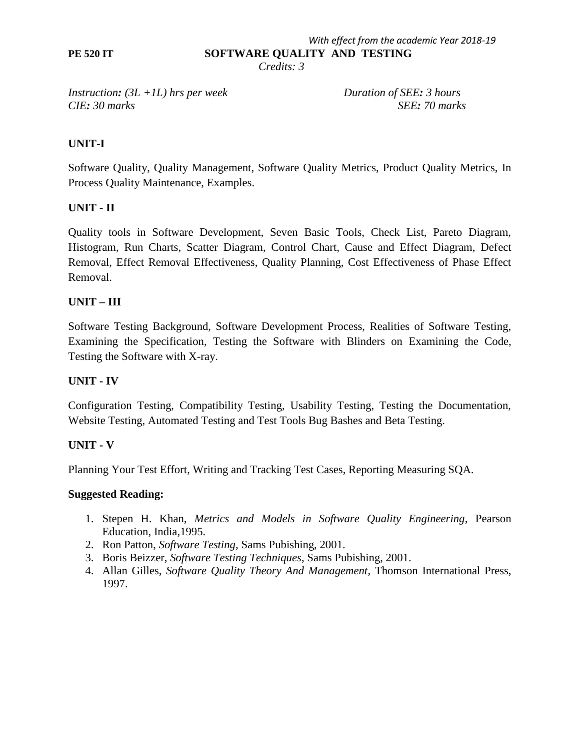*With effect from the academic Year 2018-19*

**PE 520 IT** **SOFTWARE QUALITY AND TESTING**

*Credits: 3*

*Instruction: (3L +1L) hrs per week* *Duration of SEE: 3 hours*
*CIE: 30 marks* *SEE: 70 marks*

**UNIT-I**

Software Quality, Quality Management, Software Quality Metrics, Product Quality Metrics, In Process Quality Maintenance, Examples.

**UNIT - II**

Quality tools in Software Development, Seven Basic Tools, Check List, Pareto Diagram, Histogram, Run Charts, Scatter Diagram, Control Chart, Cause and Effect Diagram, Defect Removal, Effect Removal Effectiveness, Quality Planning, Cost Effectiveness of Phase Effect Removal.

**UNIT – III**

Software Testing Background, Software Development Process, Realities of Software Testing, Examining the Specification, Testing the Software with Blinders on Examining the Code, Testing the Software with X-ray.

**UNIT - IV**

Configuration Testing, Compatibility Testing, Usability Testing, Testing the Documentation, Website Testing, Automated Testing and Test Tools Bug Bashes and Beta Testing.

**UNIT - V**

Planning Your Test Effort, Writing and Tracking Test Cases, Reporting Measuring SQA.

**Suggested Reading:**

1. Stepen H. Khan, *Metrics and Models in Software Quality Engineering*, Pearson Education, India,1995.
2. Ron Patton, *Software Testing*, Sams Pubishing, 2001.
3. Boris Beizzer, *Software Testing Techniques*, Sams Pubishing, 2001.
4. Allan Gilles, *Software Quality Theory And Management*, Thomson International Press, 1997.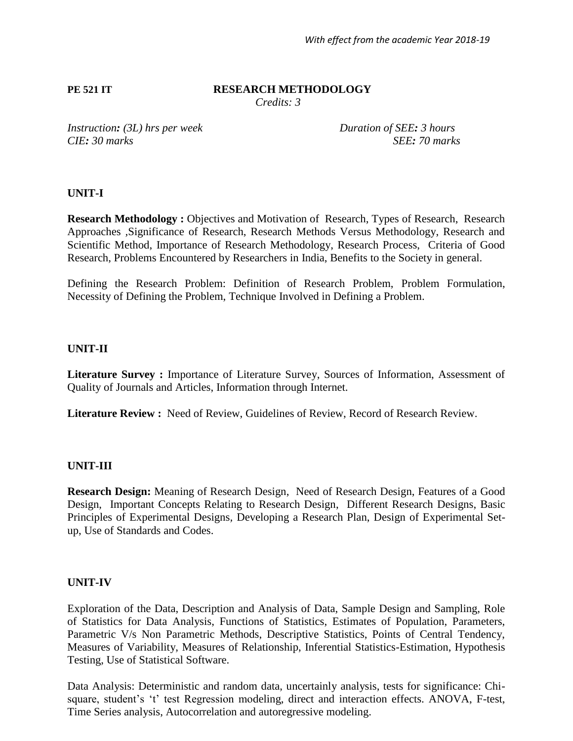**PE 521 IT** **RESEARCH METHODOLOGY**

*Credits: 3*

*Instruction: (3L) hrs per week* *Duration of SEE: 3 hours*
*CIE: 30 marks* *SEE: 70 marks*

**UNIT-I**

**Research Methodology :** Objectives and Motivation of Research, Types of Research, Research Approaches ,Significance of Research, Research Methods Versus Methodology, Research and Scientific Method, Importance of Research Methodology, Research Process, Criteria of Good Research, Problems Encountered by Researchers in India, Benefits to the Society in general.

Defining the Research Problem: Definition of Research Problem, Problem Formulation, Necessity of Defining the Problem, Technique Involved in Defining a Problem.

**UNIT-II**

**Literature Survey :** Importance of Literature Survey, Sources of Information, Assessment of Quality of Journals and Articles, Information through Internet.

**Literature Review :** Need of Review, Guidelines of Review, Record of Research Review.

**UNIT-III**

**Research Design:** Meaning of Research Design, Need of Research Design, Features of a Good Design, Important Concepts Relating to Research Design, Different Research Designs, Basic Principles of Experimental Designs, Developing a Research Plan, Design of Experimental Set-up, Use of Standards and Codes.

**UNIT-IV**

Exploration of the Data, Description and Analysis of Data, Sample Design and Sampling, Role of Statistics for Data Analysis, Functions of Statistics, Estimates of Population, Parameters, Parametric V/s Non Parametric Methods, Descriptive Statistics, Points of Central Tendency, Measures of Variability, Measures of Relationship, Inferential Statistics-Estimation, Hypothesis Testing, Use of Statistical Software.

Data Analysis: Deterministic and random data, uncertainly analysis, tests for significance: Chi-square, student's 't' test Regression modeling, direct and interaction effects. ANOVA, F-test, Time Series analysis, Autocorrelation and autoregressive modeling.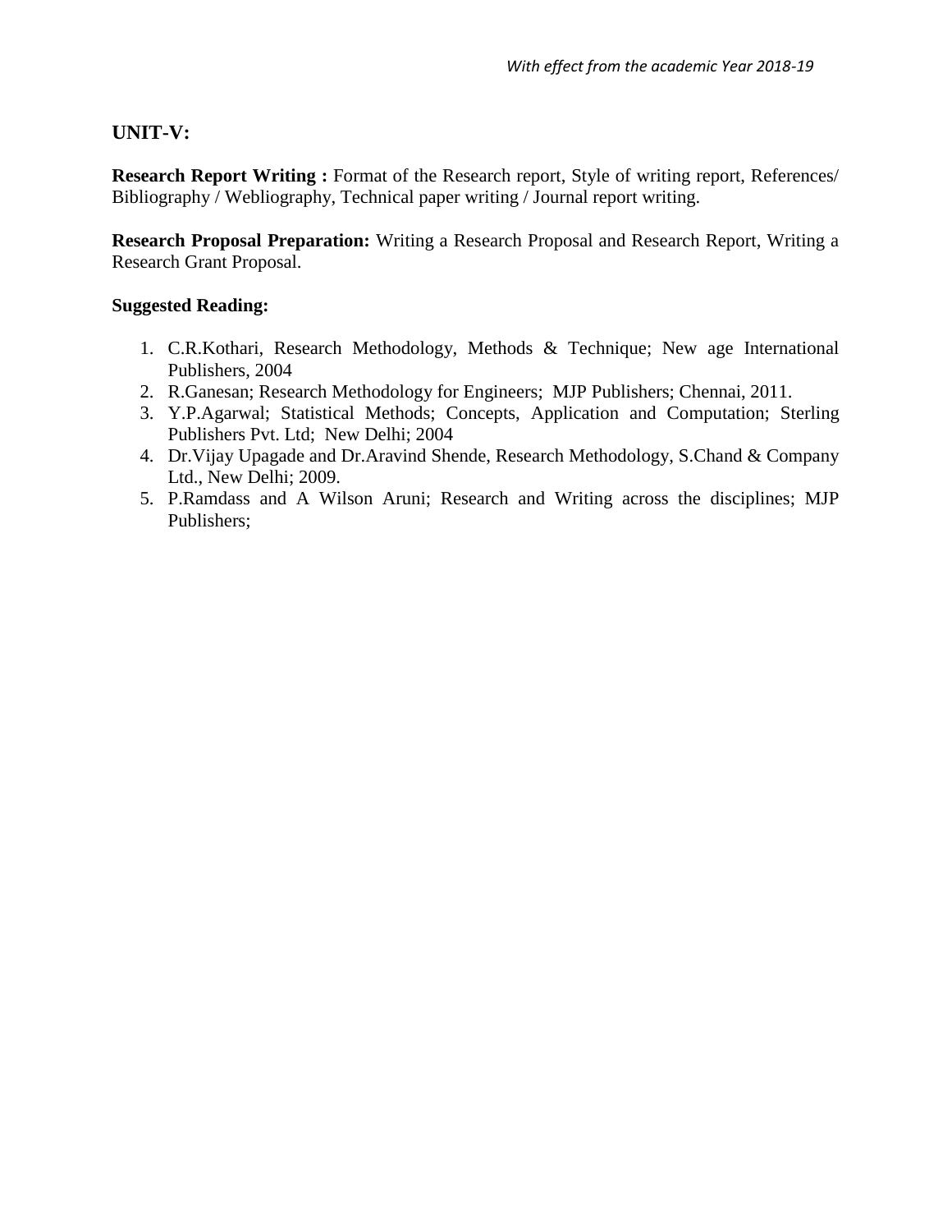## UNIT-V:

**Research Report Writing :** Format of the Research report, Style of writing report, References/ Bibliography / Webliography, Technical paper writing / Journal report writing.

**Research Proposal Preparation:** Writing a Research Proposal and Research Report, Writing a Research Grant Proposal.

**Suggested Reading:**

1. C.R.Kothari, Research Methodology, Methods & Technique; New age International Publishers, 2004
2. R.Ganesan; Research Methodology for Engineers; MJP Publishers; Chennai, 2011.
3. Y.P.Agarwal; Statistical Methods; Concepts, Application and Computation; Sterling Publishers Pvt. Ltd; New Delhi; 2004
4. Dr.Vijay Upagade and Dr.Aravind Shende, Research Methodology, S.Chand & Company Ltd., New Delhi; 2009.
5. P.Ramdass and A Wilson Aruni; Research and Writing across the disciplines; MJP Publishers;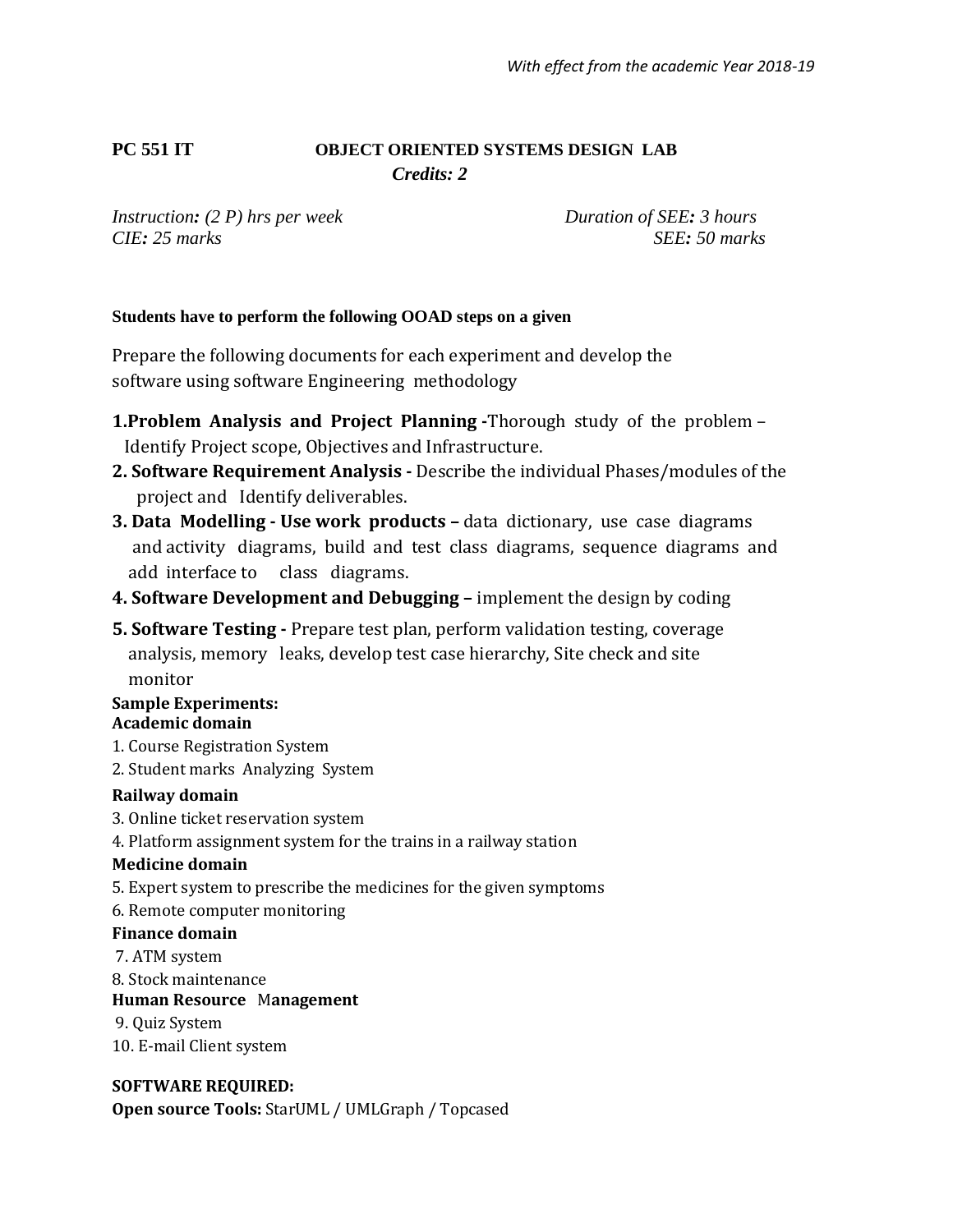**PC 551 IT** **OBJECT ORIENTED SYSTEMS DESIGN LAB**

***Credits: 2***

*Instruction: (2 P) hrs per week* *Duration of SEE: 3 hours*
*CIE: 25 marks* *SEE: 50 marks*

**Students have to perform the following OOAD steps on a given**

Prepare the following documents for each experiment and develop the software using software Engineering methodology

**1.Problem Analysis and Project Planning -**Thorough study of the problem – Identify Project scope, Objectives and Infrastructure.

**2. Software Requirement Analysis -** Describe the individual Phases/modules of the project and Identify deliverables.

**3. Data Modelling - Use work products –** data dictionary, use case diagrams and activity diagrams, build and test class diagrams, sequence diagrams and add interface to class diagrams.

**4. Software Development and Debugging –** implement the design by coding

**5. Software Testing -** Prepare test plan, perform validation testing, coverage analysis, memory leaks, develop test case hierarchy, Site check and site monitor

**Sample Experiments:**

**Academic domain**

1. Course Registration System
2. Student marks Analyzing System

**Railway domain**

3. Online ticket reservation system
4. Platform assignment system for the trains in a railway station

**Medicine domain**

5. Expert system to prescribe the medicines for the given symptoms
6. Remote computer monitoring

**Finance domain**

7. ATM system
8. Stock maintenance

**Human Resource Management**

9. Quiz System
10. E-mail Client system

**SOFTWARE REQUIRED:**

**Open source Tools:** StarUML / UMLGraph / Topcased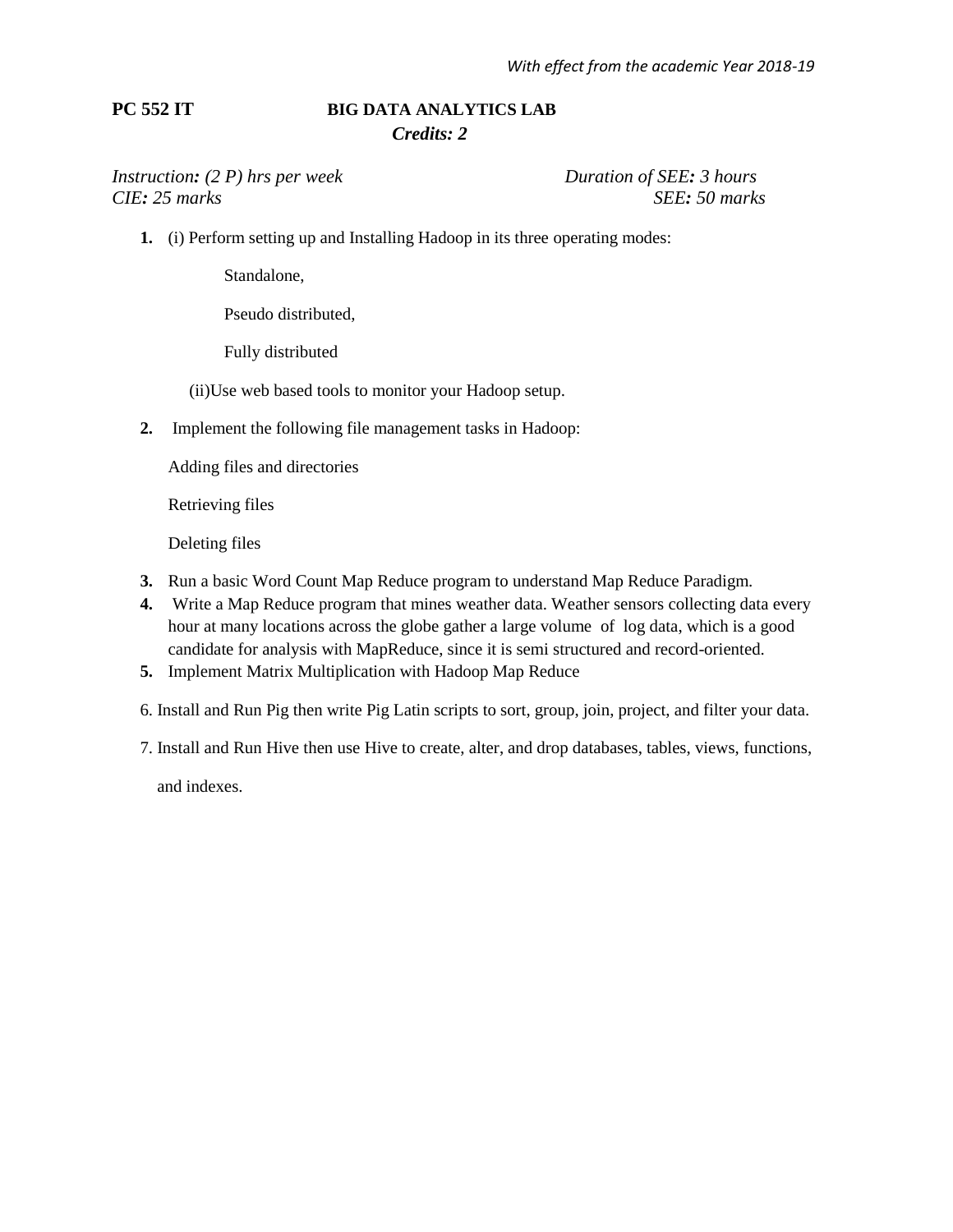*With effect from the academic Year 2018-19*

**PC 552 IT** **BIG DATA ANALYTICS LAB**

***Credits: 2***

*Instruction: (2 P) hrs per week* *Duration of SEE: 3 hours*
*CIE: 25 marks* *SEE: 50 marks*

1. (i) Perform setting up and Installing Hadoop in its three operating modes:

    Standalone,

    Pseudo distributed,

    Fully distributed

    (ii)Use web based tools to monitor your Hadoop setup.

2. Implement the following file management tasks in Hadoop:

    Adding files and directories

    Retrieving files

    Deleting files

3. Run a basic Word Count Map Reduce program to understand Map Reduce Paradigm.
4. Write a Map Reduce program that mines weather data. Weather sensors collecting data every hour at many locations across the globe gather a large volume of log data, which is a good candidate for analysis with MapReduce, since it is semi structured and record-oriented.
5. Implement Matrix Multiplication with Hadoop Map Reduce
6. Install and Run Pig then write Pig Latin scripts to sort, group, join, project, and filter your data.
7. Install and Run Hive then use Hive to create, alter, and drop databases, tables, views, functions, and indexes.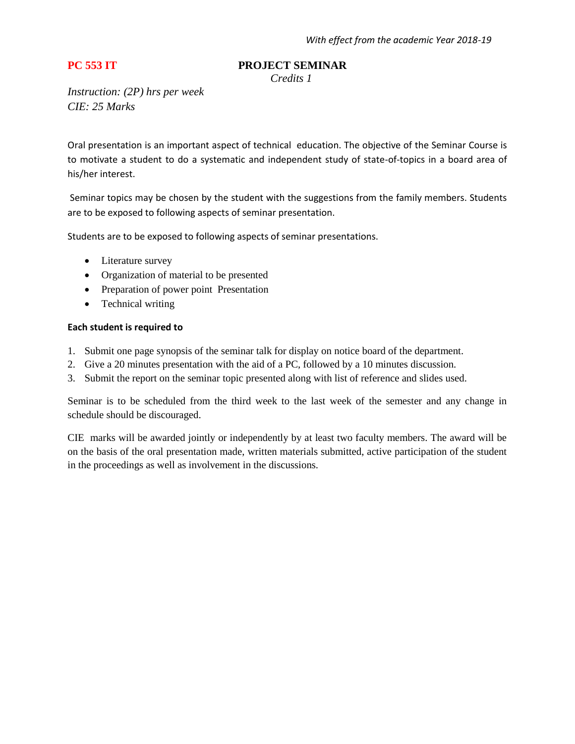*With effect from the academic Year 2018-19*

**PC 553 IT** **PROJECT SEMINAR**

*Credits 1*

*Instruction: (2P) hrs per week*
*CIE: 25 Marks*

Oral presentation is an important aspect of technical education. The objective of the Seminar Course is to motivate a student to do a systematic and independent study of state-of-topics in a board area of his/her interest.

Seminar topics may be chosen by the student with the suggestions from the family members. Students are to be exposed to following aspects of seminar presentation.

Students are to be exposed to following aspects of seminar presentations.

- Literature survey
- Organization of material to be presented
- Preparation of power point Presentation
- Technical writing

**Each student is required to**

1. Submit one page synopsis of the seminar talk for display on notice board of the department.
2. Give a 20 minutes presentation with the aid of a PC, followed by a 10 minutes discussion.
3. Submit the report on the seminar topic presented along with list of reference and slides used.

Seminar is to be scheduled from the third week to the last week of the semester and any change in schedule should be discouraged.

CIE marks will be awarded jointly or independently by at least two faculty members. The award will be on the basis of the oral presentation made, written materials submitted, active participation of the student in the proceedings as well as involvement in the discussions.